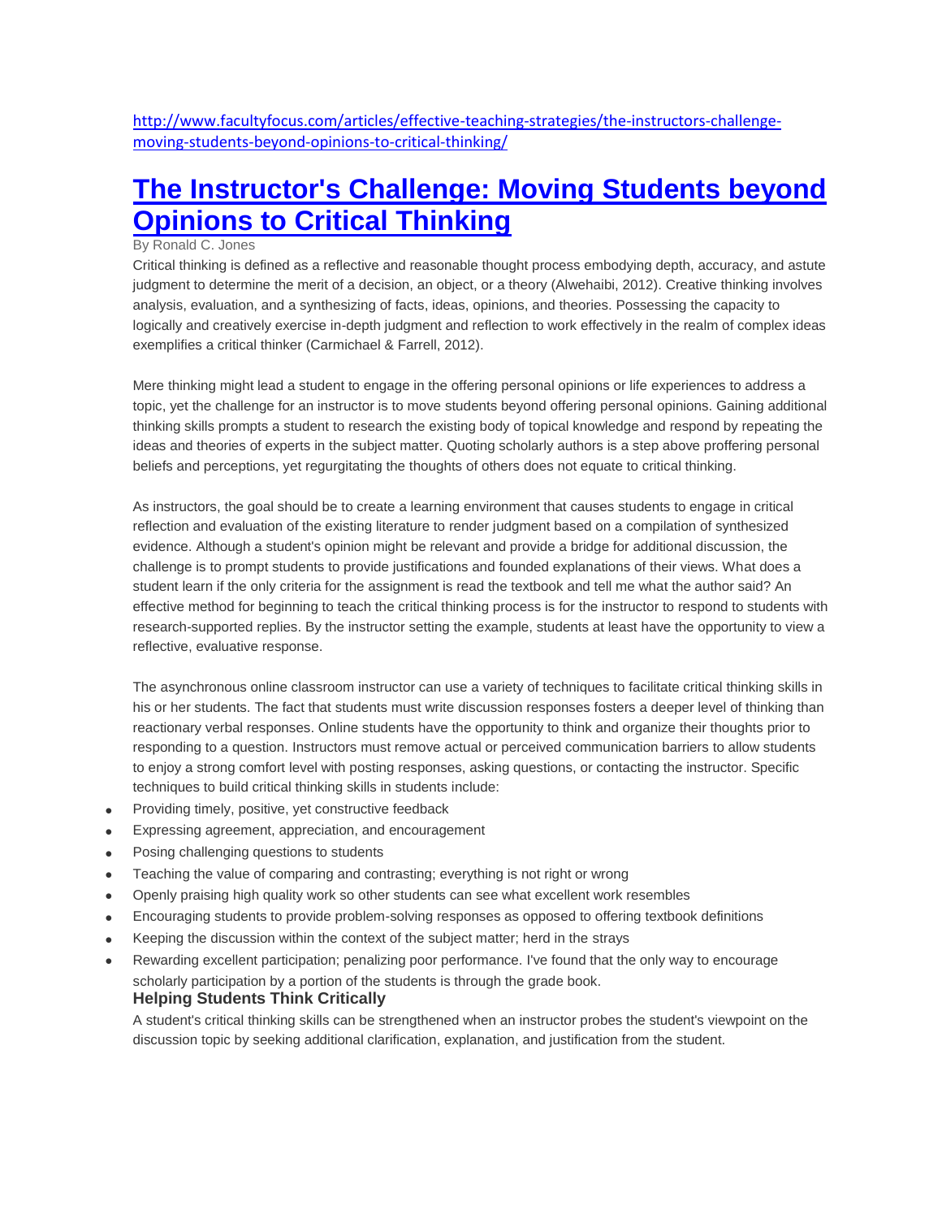http://www.facultyfocus.com/articles/effective-teaching-strategies/the-instructors-challenge-moving-students-beyond-opinions-to-critical-thinking/

# The Instructor's Challenge: Moving Students beyond Opinions to Critical Thinking

By Ronald C. Jones

Critical thinking is defined as a reflective and reasonable thought process embodying depth, accuracy, and astute judgment to determine the merit of a decision, an object, or a theory (Alwehaibi, 2012). Creative thinking involves analysis, evaluation, and a synthesizing of facts, ideas, opinions, and theories. Possessing the capacity to logically and creatively exercise in-depth judgment and reflection to work effectively in the realm of complex ideas exemplifies a critical thinker (Carmichael & Farrell, 2012).

Mere thinking might lead a student to engage in the offering personal opinions or life experiences to address a topic, yet the challenge for an instructor is to move students beyond offering personal opinions. Gaining additional thinking skills prompts a student to research the existing body of topical knowledge and respond by repeating the ideas and theories of experts in the subject matter. Quoting scholarly authors is a step above proffering personal beliefs and perceptions, yet regurgitating the thoughts of others does not equate to critical thinking.

As instructors, the goal should be to create a learning environment that causes students to engage in critical reflection and evaluation of the existing literature to render judgment based on a compilation of synthesized evidence. Although a student's opinion might be relevant and provide a bridge for additional discussion, the challenge is to prompt students to provide justifications and founded explanations of their views. What does a student learn if the only criteria for the assignment is read the textbook and tell me what the author said? An effective method for beginning to teach the critical thinking process is for the instructor to respond to students with research-supported replies. By the instructor setting the example, students at least have the opportunity to view a reflective, evaluative response.

The asynchronous online classroom instructor can use a variety of techniques to facilitate critical thinking skills in his or her students. The fact that students must write discussion responses fosters a deeper level of thinking than reactionary verbal responses. Online students have the opportunity to think and organize their thoughts prior to responding to a question. Instructors must remove actual or perceived communication barriers to allow students to enjoy a strong comfort level with posting responses, asking questions, or contacting the instructor. Specific techniques to build critical thinking skills in students include:

- Providing timely, positive, yet constructive feedback
- Expressing agreement, appreciation, and encouragement
- Posing challenging questions to students
- Teaching the value of comparing and contrasting; everything is not right or wrong
- Openly praising high quality work so other students can see what excellent work resembles
- Encouraging students to provide problem-solving responses as opposed to offering textbook definitions
- Keeping the discussion within the context of the subject matter; herd in the strays
- Rewarding excellent participation; penalizing poor performance. I've found that the only way to encourage scholarly participation by a portion of the students is through the grade book.

### Helping Students Think Critically

A student's critical thinking skills can be strengthened when an instructor probes the student's viewpoint on the discussion topic by seeking additional clarification, explanation, and justification from the student.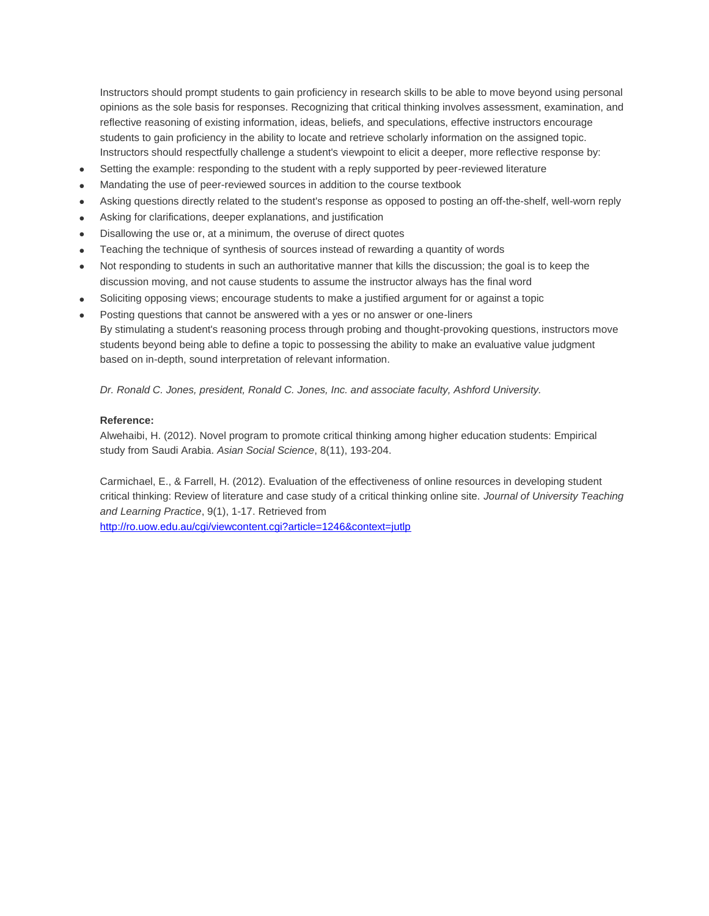Instructors should prompt students to gain proficiency in research skills to be able to move beyond using personal opinions as the sole basis for responses. Recognizing that critical thinking involves assessment, examination, and reflective reasoning of existing information, ideas, beliefs, and speculations, effective instructors encourage students to gain proficiency in the ability to locate and retrieve scholarly information on the assigned topic. Instructors should respectfully challenge a student's viewpoint to elicit a deeper, more reflective response by:

- Setting the example: responding to the student with a reply supported by peer-reviewed literature
- Mandating the use of peer-reviewed sources in addition to the course textbook
- Asking questions directly related to the student's response as opposed to posting an off-the-shelf, well-worn reply
- Asking for clarifications, deeper explanations, and justification
- Disallowing the use or, at a minimum, the overuse of direct quotes
- Teaching the technique of synthesis of sources instead of rewarding a quantity of words
- Not responding to students in such an authoritative manner that kills the discussion; the goal is to keep the discussion moving, and not cause students to assume the instructor always has the final word
- Soliciting opposing views; encourage students to make a justified argument for or against a topic
- Posting questions that cannot be answered with a yes or no answer or one-liners

By stimulating a student's reasoning process through probing and thought-provoking questions, instructors move students beyond being able to define a topic to possessing the ability to make an evaluative value judgment based on in-depth, sound interpretation of relevant information.

*Dr. Ronald C. Jones, president, Ronald C. Jones, Inc. and associate faculty, Ashford University.*

**Reference:**

Alwehaibi, H. (2012). Novel program to promote critical thinking among higher education students: Empirical study from Saudi Arabia. *Asian Social Science*, 8(11), 193-204.

Carmichael, E., & Farrell, H. (2012). Evaluation of the effectiveness of online resources in developing student critical thinking: Review of literature and case study of a critical thinking online site. *Journal of University Teaching and Learning Practice*, 9(1), 1-17. Retrieved from http://ro.uow.edu.au/cgi/viewcontent.cgi?article=1246&context=jutlp